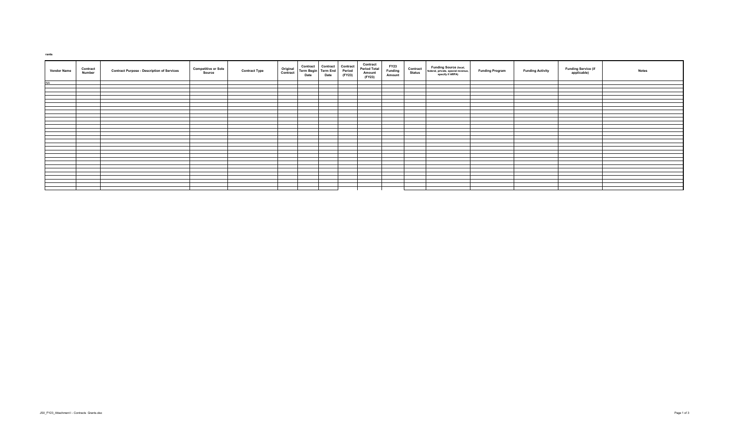**rants**

| Vendor Name | Contract Number | Contract Purpose - Description of Services | Competitive or Sole Source | Contract Type | Original Contract | Contract Term Begin Date | Contract Term End Date | Contract Period (FY23) | Contract Period Total Amount (FY23) | FY23 Funding Amount | Contract Status | Funding Source (local, federal, private, special revenue, specify if ARPA) | Funding Program | Funding Activity | Funding Service (if applicable) | Notes |
|---|---|---|---|---|---|---|---|---|---|---|---|---|---|---|---|---|
| NA | | | | | | | | | | | | | | | | |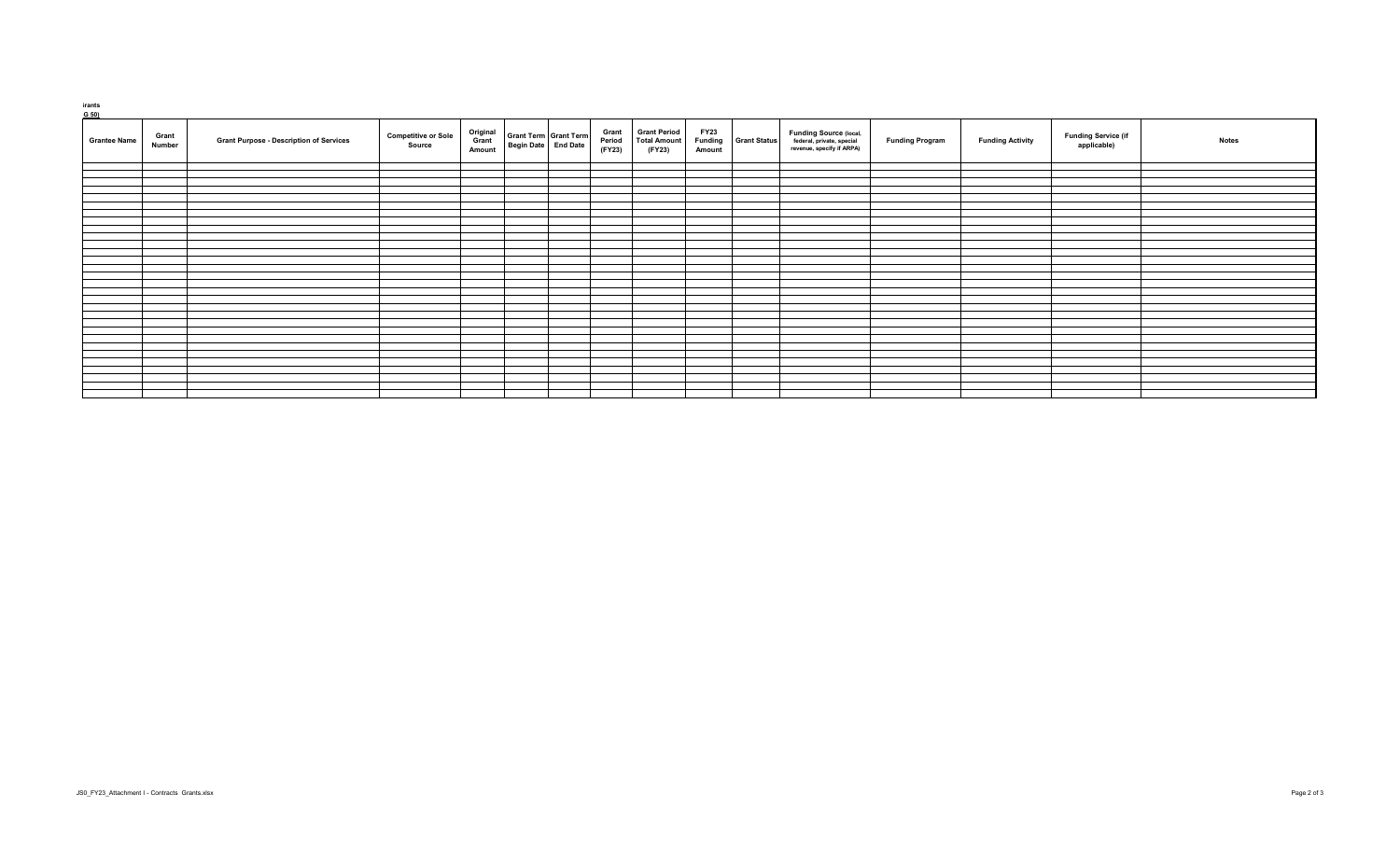**irants**

**G 50)**

| Grantee Name | Grant Number | Grant Purpose - Description of Services | Competitive or Sole Source | Original Grant Amount | Grant Term Begin Date | Grant Term End Date | Grant Period (FY23) | Grant Period Total Amount (FY23) | FY23 Funding Amount | Grant Status | Funding Source (local, federal, private, special revenue, specify if ARPA) | Funding Program | Funding Activity | Funding Service (if applicable) | Notes |
|---|---|---|---|---|---|---|---|---|---|---|---|---|---|---|---|
| | | | | | | | | | | | | | | | |
| | | | | | | | | | | | | | | | |
| | | | | | | | | | | | | | | | |
| | | | | | | | | | | | | | | | |
| | | | | | | | | | | | | | | | |
| | | | | | | | | | | | | | | | |
| | | | | | | | | | | | | | | | |
| | | | | | | | | | | | | | | | |
| | | | | | | | | | | | | | | | |
| | | | | | | | | | | | | | | | |
| | | | | | | | | | | | | | | | |
| | | | | | | | | | | | | | | | |
| | | | | | | | | | | | | | | | |
| | | | | | | | | | | | | | | | |
| | | | | | | | | | | | | | | | |
| | | | | | | | | | | | | | | | |
| | | | | | | | | | | | | | | | |
| | | | | | | | | | | | | | | | |
| | | | | | | | | | | | | | | | |
| | | | | | | | | | | | | | | | |
| | | | | | | | | | | | | | | | |
| | | | | | | | | | | | | | | | |
| | | | | | | | | | | | | | | | |
| | | | | | | | | | | | | | | | |
| | | | | | | | | | | | | | | | |
| | | | | | | | | | | | | | | | |
| | | | | | | | | | | | | | | | |
| | | | | | | | | | | | | | | | |
| | | | | | | | | | | | | | | | |
| | | | | | | | | | | | | | | | |

JS0_FY23_Attachment I - Contracts Grants.xlsx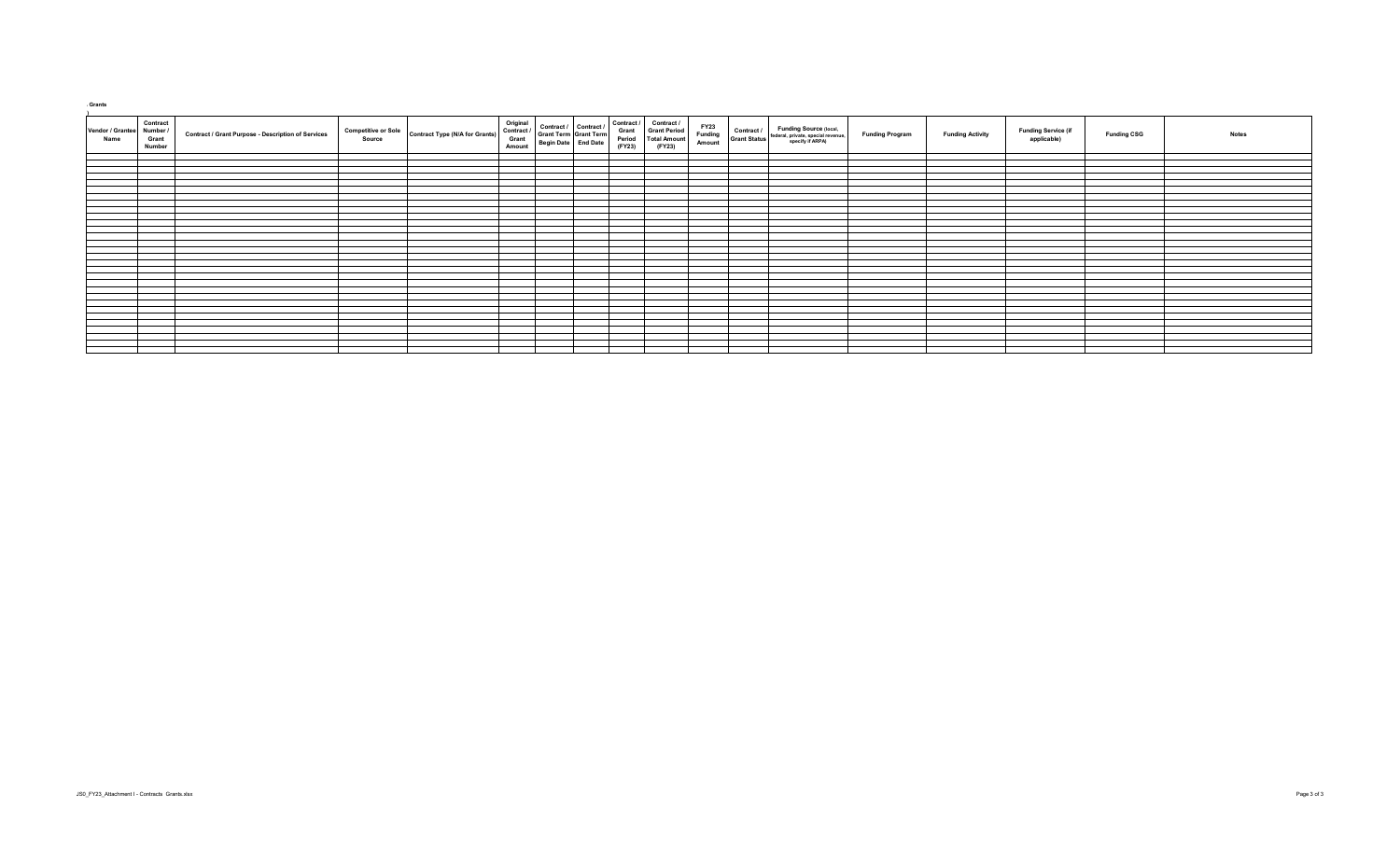Grants

| Vendor / Grantee Name | Contract Number / Grant Number | Contract / Grant Purpose - Description of Services | Competitive or Sole Source | Contract Type (N/A for Grants) | Original Contract / Grant Amount | Contract / Grant Term Begin Date | Contract / Grant Term End Date | Contract / Grant Period (FY23) | Contract / Grant Period Total Amount (FY23) | FY23 Funding Amount | Contract / Grant Status | Funding Source (local, federal, private, special revenue, specify if ARPA) | Funding Program | Funding Activity | Funding Service (if applicable) | Funding CSG | Notes |
|---|---|---|---|---|---|---|---|---|---|---|---|---|---|---|---|---|---|
| | | | | | | | | | | | | | | | | | |